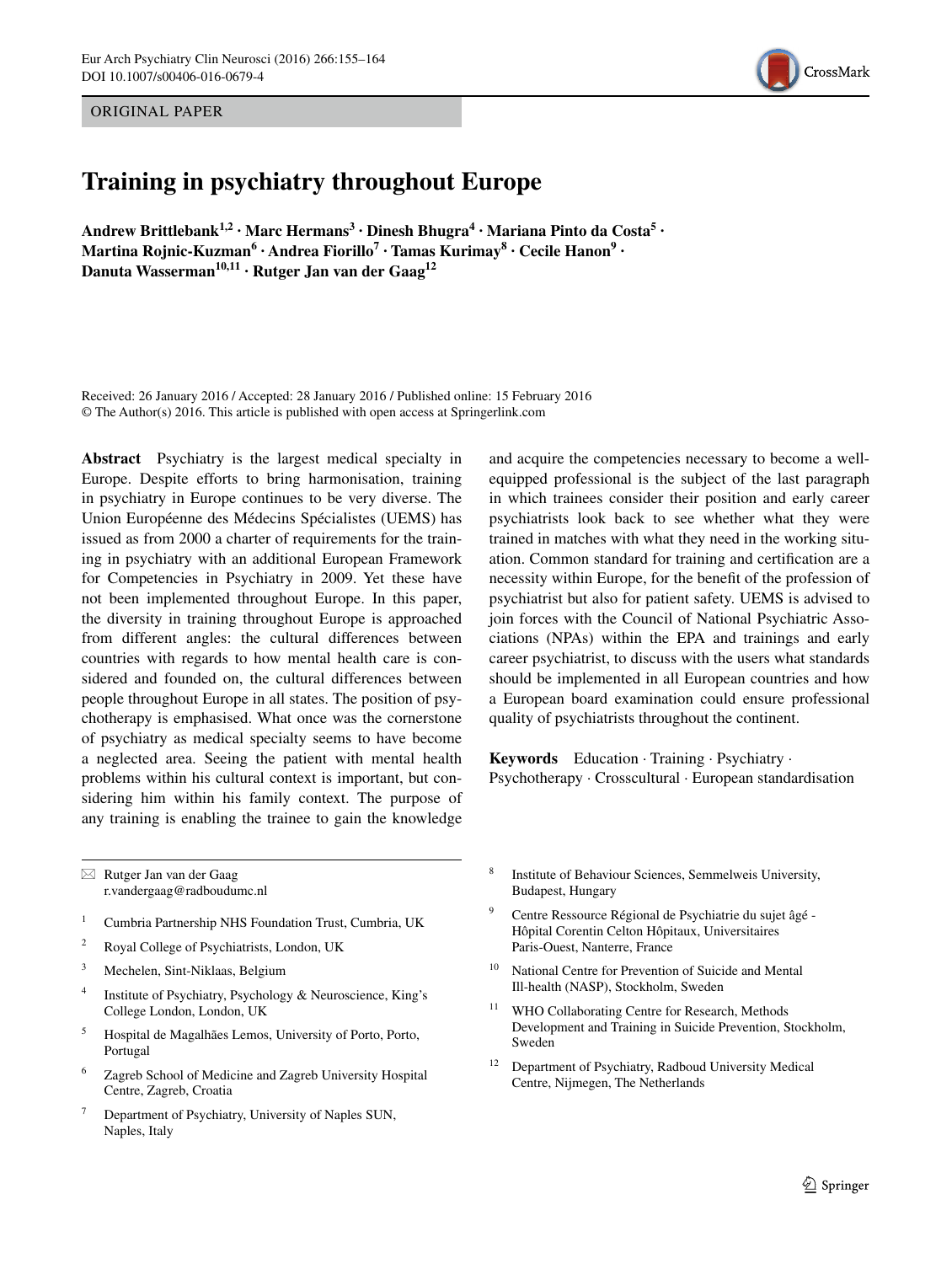ORIGINAL PAPER

# Training in psychiatry throughout Europe

**Andrew Brittlebank[1,2] · Marc Hermans[3] · Dinesh Bhugra[4] · Mariana Pinto da Costa[5] · Martina Rojnic-Kuzman[6] · Andrea Fiorillo[7] · Tamas Kurimay[8] · Cecile Hanon[9] · Danuta Wasserman[10,11] · Rutger Jan van der Gaag[12]**

Received: 26 January 2016 / Accepted: 28 January 2016 / Published online: 15 February 2016
© The Author(s) 2016. This article is published with open access at Springerlink.com

**Abstract** Psychiatry is the largest medical specialty in Europe. Despite efforts to bring harmonisation, training in psychiatry in Europe continues to be very diverse. The Union Européenne des Médecins Spécialistes (UEMS) has issued as from 2000 a charter of requirements for the training in psychiatry with an additional European Framework for Competencies in Psychiatry in 2009. Yet these have not been implemented throughout Europe. In this paper, the diversity in training throughout Europe is approached from different angles: the cultural differences between countries with regards to how mental health care is considered and founded on, the cultural differences between people throughout Europe in all states. The position of psychotherapy is emphasised. What once was the cornerstone of psychiatry as medical specialty seems to have become a neglected area. Seeing the patient with mental health problems within his cultural context is important, but considering him within his family context. The purpose of any training is enabling the trainee to gain the knowledge and acquire the competencies necessary to become a well-equipped professional is the subject of the last paragraph in which trainees consider their position and early career psychiatrists look back to see whether what they were trained in matches with what they need in the working situation. Common standard for training and certification are a necessity within Europe, for the benefit of the profession of psychiatrist but also for patient safety. UEMS is advised to join forces with the Council of National Psychiatric Associations (NPAs) within the EPA and trainings and early career psychiatrist, to discuss with the users what standards should be implemented in all European countries and how a European board examination could ensure professional quality of psychiatrists throughout the continent.

**Keywords** Education · Training · Psychiatry · Psychotherapy · Crosscultural · European standardisation

✉ Rutger Jan van der Gaag
r.vandergaag@radboudumc.nl

[1] Cumbria Partnership NHS Foundation Trust, Cumbria, UK

[2] Royal College of Psychiatrists, London, UK

[3] Mechelen, Sint-Niklaas, Belgium

[4] Institute of Psychiatry, Psychology & Neuroscience, King's College London, London, UK

[5] Hospital de Magalhães Lemos, University of Porto, Porto, Portugal

[6] Zagreb School of Medicine and Zagreb University Hospital Centre, Zagreb, Croatia

[7] Department of Psychiatry, University of Naples SUN, Naples, Italy

[8] Institute of Behaviour Sciences, Semmelweis University, Budapest, Hungary

[9] Centre Ressource Régional de Psychiatrie du sujet âgé - Hôpital Corentin Celton Hôpitaux, Universitaires Paris-Ouest, Nanterre, France

[10] National Centre for Prevention of Suicide and Mental Ill-health (NASP), Stockholm, Sweden

[11] WHO Collaborating Centre for Research, Methods Development and Training in Suicide Prevention, Stockholm, Sweden

[12] Department of Psychiatry, Radboud University Medical Centre, Nijmegen, The Netherlands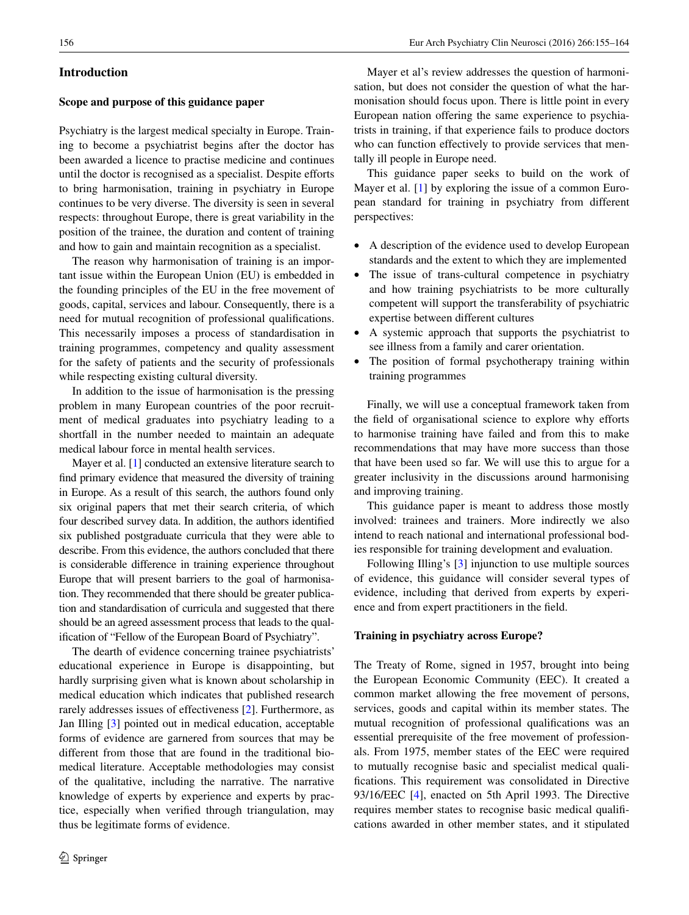## Introduction

### Scope and purpose of this guidance paper

Psychiatry is the largest medical specialty in Europe. Training to become a psychiatrist begins after the doctor has been awarded a licence to practise medicine and continues until the doctor is recognised as a specialist. Despite efforts to bring harmonisation, training in psychiatry in Europe continues to be very diverse. The diversity is seen in several respects: throughout Europe, there is great variability in the position of the trainee, the duration and content of training and how to gain and maintain recognition as a specialist.

The reason why harmonisation of training is an important issue within the European Union (EU) is embedded in the founding principles of the EU in the free movement of goods, capital, services and labour. Consequently, there is a need for mutual recognition of professional qualifications. This necessarily imposes a process of standardisation in training programmes, competency and quality assessment for the safety of patients and the security of professionals while respecting existing cultural diversity.

In addition to the issue of harmonisation is the pressing problem in many European countries of the poor recruitment of medical graduates into psychiatry leading to a shortfall in the number needed to maintain an adequate medical labour force in mental health services.

Mayer et al. [1] conducted an extensive literature search to find primary evidence that measured the diversity of training in Europe. As a result of this search, the authors found only six original papers that met their search criteria, of which four described survey data. In addition, the authors identified six published postgraduate curricula that they were able to describe. From this evidence, the authors concluded that there is considerable difference in training experience throughout Europe that will present barriers to the goal of harmonisation. They recommended that there should be greater publication and standardisation of curricula and suggested that there should be an agreed assessment process that leads to the qualification of "Fellow of the European Board of Psychiatry".

The dearth of evidence concerning trainee psychiatrists' educational experience in Europe is disappointing, but hardly surprising given what is known about scholarship in medical education which indicates that published research rarely addresses issues of effectiveness [2]. Furthermore, as Jan Illing [3] pointed out in medical education, acceptable forms of evidence are garnered from sources that may be different from those that are found in the traditional biomedical literature. Acceptable methodologies may consist of the qualitative, including the narrative. The narrative knowledge of experts by experience and experts by practice, especially when verified through triangulation, may thus be legitimate forms of evidence.

Mayer et al's review addresses the question of harmonisation, but does not consider the question of what the harmonisation should focus upon. There is little point in every European nation offering the same experience to psychiatrists in training, if that experience fails to produce doctors who can function effectively to provide services that mentally ill people in Europe need.

This guidance paper seeks to build on the work of Mayer et al. [1] by exploring the issue of a common European standard for training in psychiatry from different perspectives:

- A description of the evidence used to develop European standards and the extent to which they are implemented
- The issue of trans-cultural competence in psychiatry and how training psychiatrists to be more culturally competent will support the transferability of psychiatric expertise between different cultures
- A systemic approach that supports the psychiatrist to see illness from a family and carer orientation.
- The position of formal psychotherapy training within training programmes

Finally, we will use a conceptual framework taken from the field of organisational science to explore why efforts to harmonise training have failed and from this to make recommendations that may have more success than those that have been used so far. We will use this to argue for a greater inclusivity in the discussions around harmonising and improving training.

This guidance paper is meant to address those mostly involved: trainees and trainers. More indirectly we also intend to reach national and international professional bodies responsible for training development and evaluation.

Following Illing's [3] injunction to use multiple sources of evidence, this guidance will consider several types of evidence, including that derived from experts by experience and from expert practitioners in the field.

### Training in psychiatry across Europe?

The Treaty of Rome, signed in 1957, brought into being the European Economic Community (EEC). It created a common market allowing the free movement of persons, services, goods and capital within its member states. The mutual recognition of professional qualifications was an essential prerequisite of the free movement of professionals. From 1975, member states of the EEC were required to mutually recognise basic and specialist medical qualifications. This requirement was consolidated in Directive 93/16/EEC [4], enacted on 5th April 1993. The Directive requires member states to recognise basic medical qualifications awarded in other member states, and it stipulated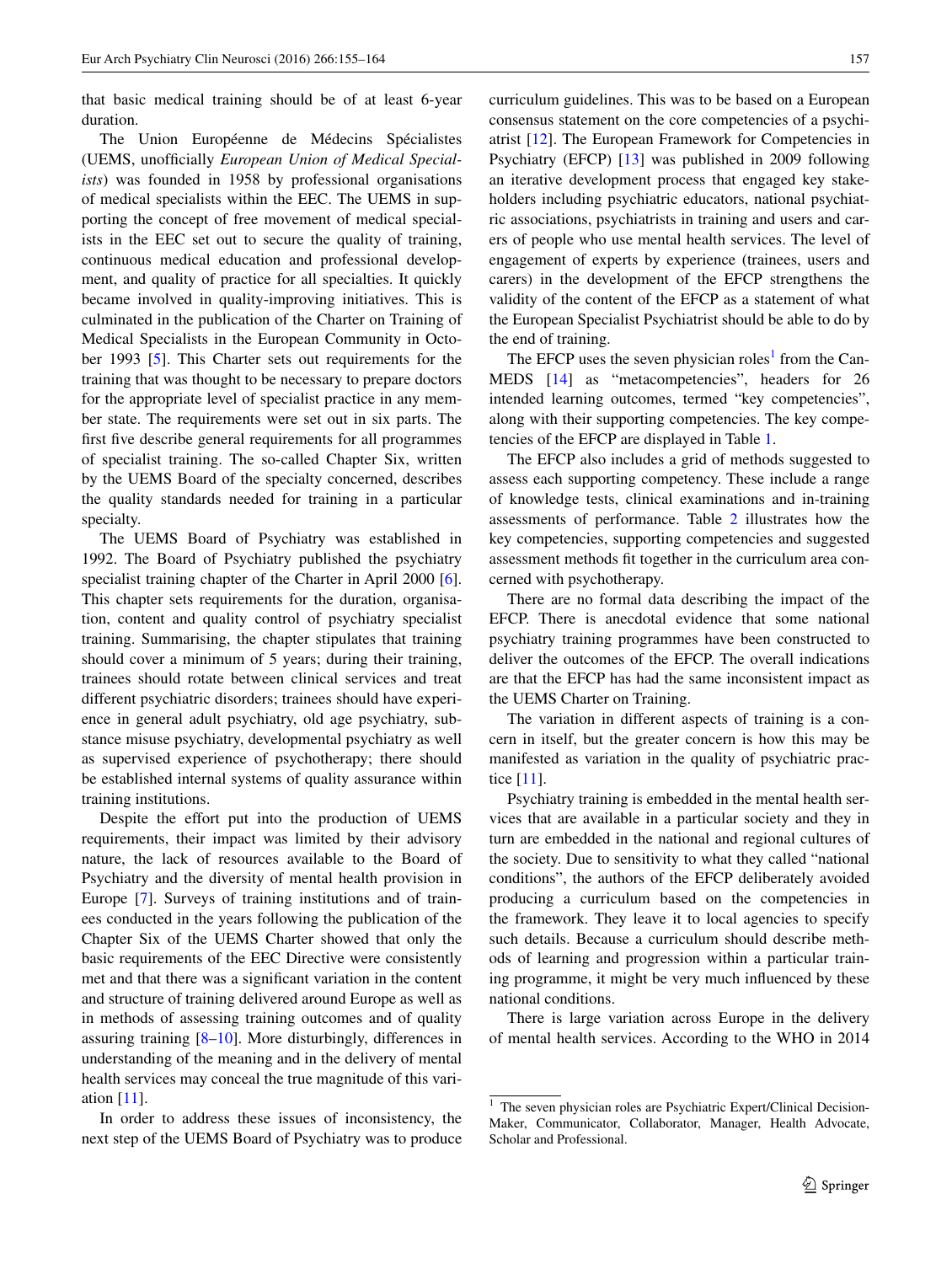that basic medical training should be of at least 6-year duration.

The Union Européenne de Médecins Spécialistes (UEMS, unofficially *European Union of Medical Specialists*) was founded in 1958 by professional organisations of medical specialists within the EEC. The UEMS in supporting the concept of free movement of medical specialists in the EEC set out to secure the quality of training, continuous medical education and professional development, and quality of practice for all specialties. It quickly became involved in quality-improving initiatives. This is culminated in the publication of the Charter on Training of Medical Specialists in the European Community in October 1993 [5]. This Charter sets out requirements for the training that was thought to be necessary to prepare doctors for the appropriate level of specialist practice in any member state. The requirements were set out in six parts. The first five describe general requirements for all programmes of specialist training. The so-called Chapter Six, written by the UEMS Board of the specialty concerned, describes the quality standards needed for training in a particular specialty.

The UEMS Board of Psychiatry was established in 1992. The Board of Psychiatry published the psychiatry specialist training chapter of the Charter in April 2000 [6]. This chapter sets requirements for the duration, organisation, content and quality control of psychiatry specialist training. Summarising, the chapter stipulates that training should cover a minimum of 5 years; during their training, trainees should rotate between clinical services and treat different psychiatric disorders; trainees should have experience in general adult psychiatry, old age psychiatry, substance misuse psychiatry, developmental psychiatry as well as supervised experience of psychotherapy; there should be established internal systems of quality assurance within training institutions.

Despite the effort put into the production of UEMS requirements, their impact was limited by their advisory nature, the lack of resources available to the Board of Psychiatry and the diversity of mental health provision in Europe [7]. Surveys of training institutions and of trainees conducted in the years following the publication of the Chapter Six of the UEMS Charter showed that only the basic requirements of the EEC Directive were consistently met and that there was a significant variation in the content and structure of training delivered around Europe as well as in methods of assessing training outcomes and of quality assuring training [8–10]. More disturbingly, differences in understanding of the meaning and in the delivery of mental health services may conceal the true magnitude of this variation [11].

In order to address these issues of inconsistency, the next step of the UEMS Board of Psychiatry was to produce curriculum guidelines. This was to be based on a European consensus statement on the core competencies of a psychiatrist [12]. The European Framework for Competencies in Psychiatry (EFCP) [13] was published in 2009 following an iterative development process that engaged key stakeholders including psychiatric educators, national psychiatric associations, psychiatrists in training and users and carers of people who use mental health services. The level of engagement of experts by experience (trainees, users and carers) in the development of the EFCP strengthens the validity of the content of the EFCP as a statement of what the European Specialist Psychiatrist should be able to do by the end of training.

The EFCP uses the seven physician roles[1] from the CanMEDS [14] as "metacompetencies", headers for 26 intended learning outcomes, termed "key competencies", along with their supporting competencies. The key competencies of the EFCP are displayed in Table 1.

The EFCP also includes a grid of methods suggested to assess each supporting competency. These include a range of knowledge tests, clinical examinations and in-training assessments of performance. Table 2 illustrates how the key competencies, supporting competencies and suggested assessment methods fit together in the curriculum area concerned with psychotherapy.

There are no formal data describing the impact of the EFCP. There is anecdotal evidence that some national psychiatry training programmes have been constructed to deliver the outcomes of the EFCP. The overall indications are that the EFCP has had the same inconsistent impact as the UEMS Charter on Training.

The variation in different aspects of training is a concern in itself, but the greater concern is how this may be manifested as variation in the quality of psychiatric practice [11].

Psychiatry training is embedded in the mental health services that are available in a particular society and they in turn are embedded in the national and regional cultures of the society. Due to sensitivity to what they called "national conditions", the authors of the EFCP deliberately avoided producing a curriculum based on the competencies in the framework. They leave it to local agencies to specify such details. Because a curriculum should describe methods of learning and progression within a particular training programme, it might be very much influenced by these national conditions.

There is large variation across Europe in the delivery of mental health services. According to the WHO in 2014

[1] The seven physician roles are Psychiatric Expert/Clinical Decision-Maker, Communicator, Collaborator, Manager, Health Advocate, Scholar and Professional.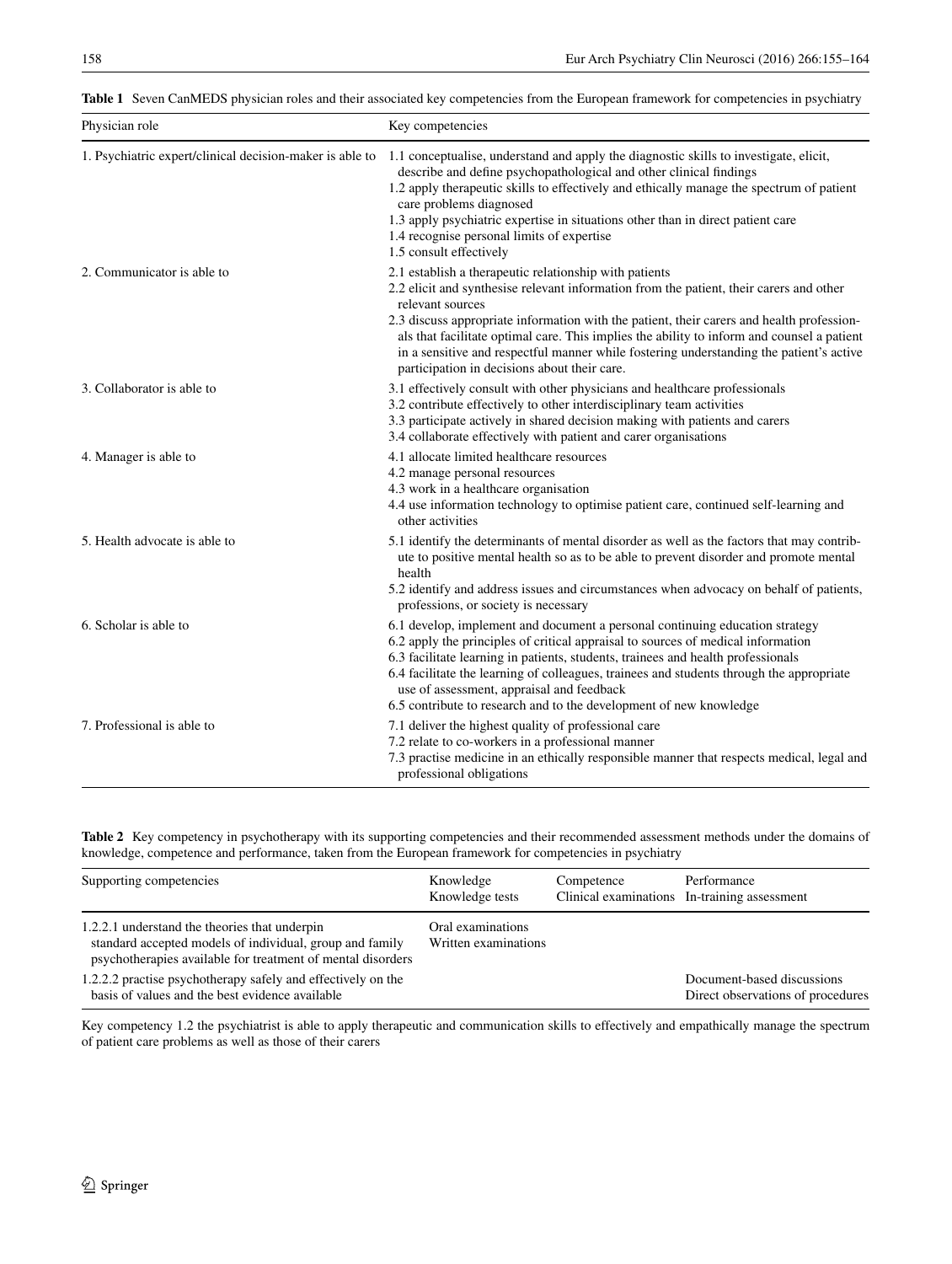**Table 1** Seven CanMEDS physician roles and their associated key competencies from the European framework for competencies in psychiatry

| Physician role | Key competencies |
|---|---|
| 1. Psychiatric expert/clinical decision-maker is able to | 1.1 conceptualise, understand and apply the diagnostic skills to investigate, elicit, describe and define psychopathological and other clinical findings<br>1.2 apply therapeutic skills to effectively and ethically manage the spectrum of patient care problems diagnosed<br>1.3 apply psychiatric expertise in situations other than in direct patient care<br>1.4 recognise personal limits of expertise<br>1.5 consult effectively |
| 2. Communicator is able to | 2.1 establish a therapeutic relationship with patients<br>2.2 elicit and synthesise relevant information from the patient, their carers and other relevant sources<br>2.3 discuss appropriate information with the patient, their carers and health professionals that facilitate optimal care. This implies the ability to inform and counsel a patient in a sensitive and respectful manner while fostering understanding the patient's active participation in decisions about their care. |
| 3. Collaborator is able to | 3.1 effectively consult with other physicians and healthcare professionals<br>3.2 contribute effectively to other interdisciplinary team activities<br>3.3 participate actively in shared decision making with patients and carers<br>3.4 collaborate effectively with patient and carer organisations |
| 4. Manager is able to | 4.1 allocate limited healthcare resources<br>4.2 manage personal resources<br>4.3 work in a healthcare organisation<br>4.4 use information technology to optimise patient care, continued self-learning and other activities |
| 5. Health advocate is able to | 5.1 identify the determinants of mental disorder as well as the factors that may contribute to positive mental health so as to be able to prevent disorder and promote mental health<br>5.2 identify and address issues and circumstances when advocacy on behalf of patients, professions, or society is necessary |
| 6. Scholar is able to | 6.1 develop, implement and document a personal continuing education strategy<br>6.2 apply the principles of critical appraisal to sources of medical information<br>6.3 facilitate learning in patients, students, trainees and health professionals<br>6.4 facilitate the learning of colleagues, trainees and students through the appropriate use of assessment, appraisal and feedback<br>6.5 contribute to research and to the development of new knowledge |
| 7. Professional is able to | 7.1 deliver the highest quality of professional care<br>7.2 relate to co-workers in a professional manner<br>7.3 practise medicine in an ethically responsible manner that respects medical, legal and professional obligations |

**Table 2** Key competency in psychotherapy with its supporting competencies and their recommended assessment methods under the domains of knowledge, competence and performance, taken from the European framework for competencies in psychiatry

| Supporting competencies | Knowledge<br>Knowledge tests | Competence<br>Clinical examinations | Performance<br>In-training assessment |
|---|---|---|---|
| 1.2.2.1 understand the theories that underpin standard accepted models of individual, group and family psychotherapies available for treatment of mental disorders | Oral examinations<br>Written examinations | | |
| 1.2.2.2 practise psychotherapy safely and effectively on the basis of values and the best evidence available | | | Document-based discussions<br>Direct observations of procedures |

Key competency 1.2 the psychiatrist is able to apply therapeutic and communication skills to effectively and empathically manage the spectrum of patient care problems as well as those of their carers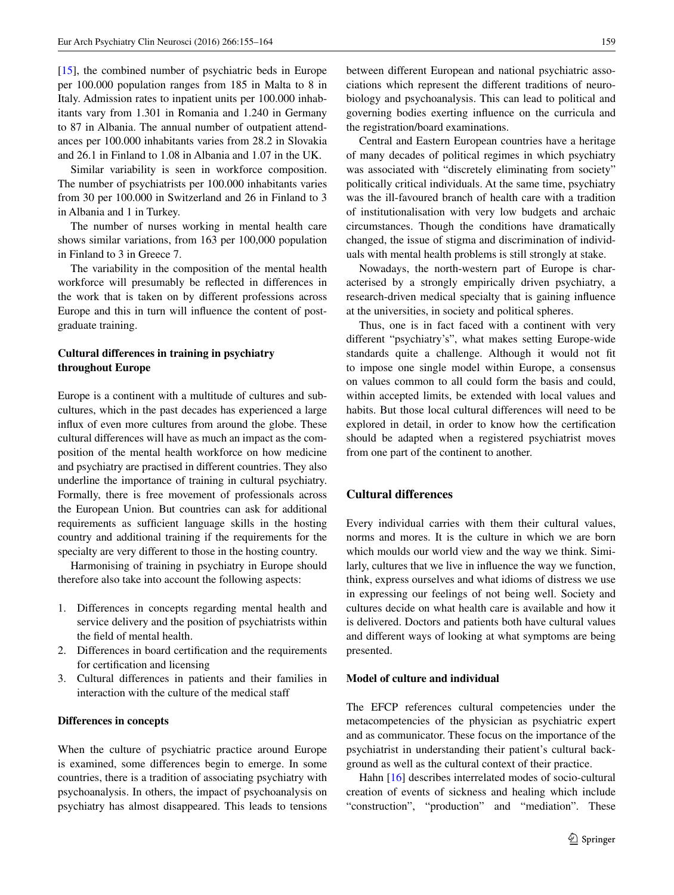[15], the combined number of psychiatric beds in Europe per 100.000 population ranges from 185 in Malta to 8 in Italy. Admission rates to inpatient units per 100.000 inhabitants vary from 1.301 in Romania and 1.240 in Germany to 87 in Albania. The annual number of outpatient attendances per 100.000 inhabitants varies from 28.2 in Slovakia and 26.1 in Finland to 1.08 in Albania and 1.07 in the UK.

Similar variability is seen in workforce composition. The number of psychiatrists per 100.000 inhabitants varies from 30 per 100.000 in Switzerland and 26 in Finland to 3 in Albania and 1 in Turkey.

The number of nurses working in mental health care shows similar variations, from 163 per 100,000 population in Finland to 3 in Greece 7.

The variability in the composition of the mental health workforce will presumably be reflected in differences in the work that is taken on by different professions across Europe and this in turn will influence the content of postgraduate training.

### Cultural differences in training in psychiatry throughout Europe

Europe is a continent with a multitude of cultures and subcultures, which in the past decades has experienced a large influx of even more cultures from around the globe. These cultural differences will have as much an impact as the composition of the mental health workforce on how medicine and psychiatry are practised in different countries. They also underline the importance of training in cultural psychiatry. Formally, there is free movement of professionals across the European Union. But countries can ask for additional requirements as sufficient language skills in the hosting country and additional training if the requirements for the specialty are very different to those in the hosting country.

Harmonising of training in psychiatry in Europe should therefore also take into account the following aspects:

1. Differences in concepts regarding mental health and service delivery and the position of psychiatrists within the field of mental health.
2. Differences in board certification and the requirements for certification and licensing
3. Cultural differences in patients and their families in interaction with the culture of the medical staff

### Differences in concepts

When the culture of psychiatric practice around Europe is examined, some differences begin to emerge. In some countries, there is a tradition of associating psychiatry with psychoanalysis. In others, the impact of psychoanalysis on psychiatry has almost disappeared. This leads to tensions between different European and national psychiatric associations which represent the different traditions of neurobiology and psychoanalysis. This can lead to political and governing bodies exerting influence on the curricula and the registration/board examinations.

Central and Eastern European countries have a heritage of many decades of political regimes in which psychiatry was associated with "discretely eliminating from society" politically critical individuals. At the same time, psychiatry was the ill-favoured branch of health care with a tradition of institutionalisation with very low budgets and archaic circumstances. Though the conditions have dramatically changed, the issue of stigma and discrimination of individuals with mental health problems is still strongly at stake.

Nowadays, the north-western part of Europe is characterised by a strongly empirically driven psychiatry, a research-driven medical specialty that is gaining influence at the universities, in society and political spheres.

Thus, one is in fact faced with a continent with very different "psychiatry's", what makes setting Europe-wide standards quite a challenge. Although it would not fit to impose one single model within Europe, a consensus on values common to all could form the basis and could, within accepted limits, be extended with local values and habits. But those local cultural differences will need to be explored in detail, in order to know how the certification should be adapted when a registered psychiatrist moves from one part of the continent to another.

## Cultural differences

Every individual carries with them their cultural values, norms and mores. It is the culture in which we are born which moulds our world view and the way we think. Similarly, cultures that we live in influence the way we function, think, express ourselves and what idioms of distress we use in expressing our feelings of not being well. Society and cultures decide on what health care is available and how it is delivered. Doctors and patients both have cultural values and different ways of looking at what symptoms are being presented.

### Model of culture and individual

The EFCP references cultural competencies under the metacompetencies of the physician as psychiatric expert and as communicator. These focus on the importance of the psychiatrist in understanding their patient's cultural background as well as the cultural context of their practice.

Hahn [16] describes interrelated modes of socio-cultural creation of events of sickness and healing which include "construction", "production" and "mediation". These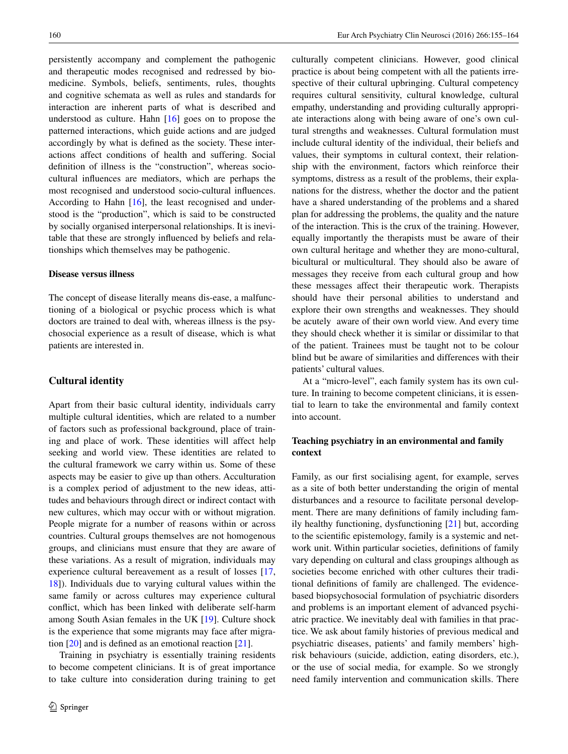persistently accompany and complement the pathogenic and therapeutic modes recognised and redressed by biomedicine. Symbols, beliefs, sentiments, rules, thoughts and cognitive schemata as well as rules and standards for interaction are inherent parts of what is described and understood as culture. Hahn [16] goes on to propose the patterned interactions, which guide actions and are judged accordingly by what is defined as the society. These interactions affect conditions of health and suffering. Social definition of illness is the "construction", whereas socio-cultural influences are mediators, which are perhaps the most recognised and understood socio-cultural influences. According to Hahn [16], the least recognised and understood is the "production", which is said to be constructed by socially organised interpersonal relationships. It is inevitable that these are strongly influenced by beliefs and relationships which themselves may be pathogenic.

### Disease versus illness

The concept of disease literally means dis-ease, a malfunctioning of a biological or psychic process which is what doctors are trained to deal with, whereas illness is the psychosocial experience as a result of disease, which is what patients are interested in.

## Cultural identity

Apart from their basic cultural identity, individuals carry multiple cultural identities, which are related to a number of factors such as professional background, place of training and place of work. These identities will affect help seeking and world view. These identities are related to the cultural framework we carry within us. Some of these aspects may be easier to give up than others. Acculturation is a complex period of adjustment to the new ideas, attitudes and behaviours through direct or indirect contact with new cultures, which may occur with or without migration. People migrate for a number of reasons within or across countries. Cultural groups themselves are not homogenous groups, and clinicians must ensure that they are aware of these variations. As a result of migration, individuals may experience cultural bereavement as a result of losses [17, 18]). Individuals due to varying cultural values within the same family or across cultures may experience cultural conflict, which has been linked with deliberate self-harm among South Asian females in the UK [19]. Culture shock is the experience that some migrants may face after migration [20] and is defined as an emotional reaction [21].

Training in psychiatry is essentially training residents to become competent clinicians. It is of great importance to take culture into consideration during training to get culturally competent clinicians. However, good clinical practice is about being competent with all the patients irrespective of their cultural upbringing. Cultural competency requires cultural sensitivity, cultural knowledge, cultural empathy, understanding and providing culturally appropriate interactions along with being aware of one's own cultural strengths and weaknesses. Cultural formulation must include cultural identity of the individual, their beliefs and values, their symptoms in cultural context, their relationship with the environment, factors which reinforce their symptoms, distress as a result of the problems, their explanations for the distress, whether the doctor and the patient have a shared understanding of the problems and a shared plan for addressing the problems, the quality and the nature of the interaction. This is the crux of the training. However, equally importantly the therapists must be aware of their own cultural heritage and whether they are mono-cultural, bicultural or multicultural. They should also be aware of messages they receive from each cultural group and how these messages affect their therapeutic work. Therapists should have their personal abilities to understand and explore their own strengths and weaknesses. They should be acutely aware of their own world view. And every time they should check whether it is similar or dissimilar to that of the patient. Trainees must be taught not to be colour blind but be aware of similarities and differences with their patients' cultural values.

At a "micro-level", each family system has its own culture. In training to become competent clinicians, it is essential to learn to take the environmental and family context into account.

### Teaching psychiatry in an environmental and family context

Family, as our first socialising agent, for example, serves as a site of both better understanding the origin of mental disturbances and a resource to facilitate personal development. There are many definitions of family including family healthy functioning, dysfunctioning [21] but, according to the scientific epistemology, family is a systemic and network unit. Within particular societies, definitions of family vary depending on cultural and class groupings although as societies become enriched with other cultures their traditional definitions of family are challenged. The evidence-based biopsychosocial formulation of psychiatric disorders and problems is an important element of advanced psychiatric practice. We inevitably deal with families in that practice. We ask about family histories of previous medical and psychiatric diseases, patients' and family members' high-risk behaviours (suicide, addiction, eating disorders, etc.), or the use of social media, for example. So we strongly need family intervention and communication skills. There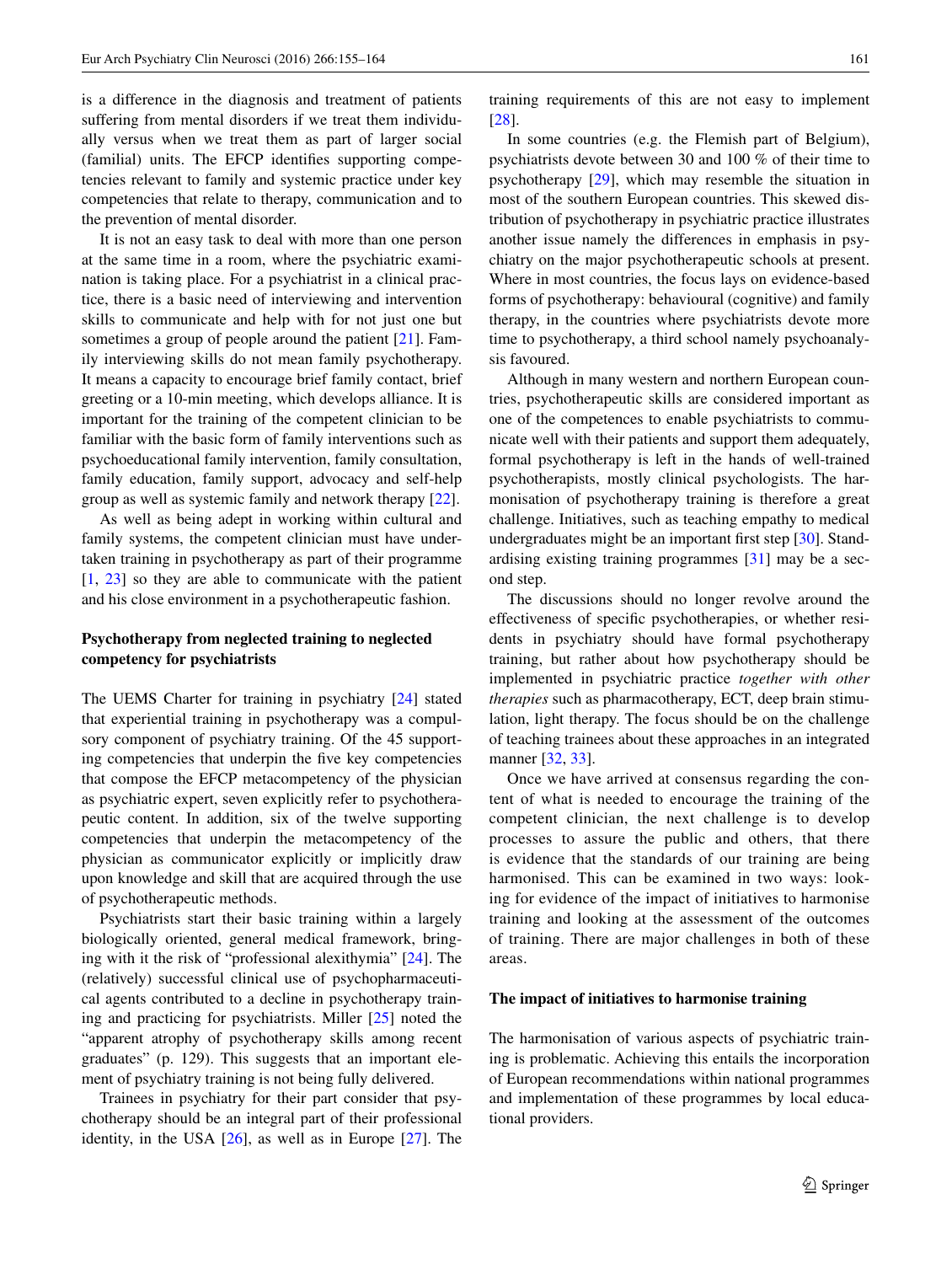is a difference in the diagnosis and treatment of patients suffering from mental disorders if we treat them individually versus when we treat them as part of larger social (familial) units. The EFCP identifies supporting competencies relevant to family and systemic practice under key competencies that relate to therapy, communication and to the prevention of mental disorder.

It is not an easy task to deal with more than one person at the same time in a room, where the psychiatric examination is taking place. For a psychiatrist in a clinical practice, there is a basic need of interviewing and intervention skills to communicate and help with for not just one but sometimes a group of people around the patient [21]. Family interviewing skills do not mean family psychotherapy. It means a capacity to encourage brief family contact, brief greeting or a 10-min meeting, which develops alliance. It is important for the training of the competent clinician to be familiar with the basic form of family interventions such as psychoeducational family intervention, family consultation, family education, family support, advocacy and self-help group as well as systemic family and network therapy [22].

As well as being adept in working within cultural and family systems, the competent clinician must have undertaken training in psychotherapy as part of their programme [1, 23] so they are able to communicate with the patient and his close environment in a psychotherapeutic fashion.

## Psychotherapy from neglected training to neglected competency for psychiatrists

The UEMS Charter for training in psychiatry [24] stated that experiential training in psychotherapy was a compulsory component of psychiatry training. Of the 45 supporting competencies that underpin the five key competencies that compose the EFCP metacompetency of the physician as psychiatric expert, seven explicitly refer to psychotherapeutic content. In addition, six of the twelve supporting competencies that underpin the metacompetency of the physician as communicator explicitly or implicitly draw upon knowledge and skill that are acquired through the use of psychotherapeutic methods.

Psychiatrists start their basic training within a largely biologically oriented, general medical framework, bringing with it the risk of "professional alexithymia" [24]. The (relatively) successful clinical use of psychopharmaceutical agents contributed to a decline in psychotherapy training and practicing for psychiatrists. Miller [25] noted the "apparent atrophy of psychotherapy skills among recent graduates" (p. 129). This suggests that an important element of psychiatry training is not being fully delivered.

Trainees in psychiatry for their part consider that psychotherapy should be an integral part of their professional identity, in the USA [26], as well as in Europe [27]. The training requirements of this are not easy to implement [28].

In some countries (e.g. the Flemish part of Belgium), psychiatrists devote between 30 and 100 % of their time to psychotherapy [29], which may resemble the situation in most of the southern European countries. This skewed distribution of psychotherapy in psychiatric practice illustrates another issue namely the differences in emphasis in psychiatry on the major psychotherapeutic schools at present. Where in most countries, the focus lays on evidence-based forms of psychotherapy: behavioural (cognitive) and family therapy, in the countries where psychiatrists devote more time to psychotherapy, a third school namely psychoanalysis favoured.

Although in many western and northern European countries, psychotherapeutic skills are considered important as one of the competences to enable psychiatrists to communicate well with their patients and support them adequately, formal psychotherapy is left in the hands of well-trained psychotherapists, mostly clinical psychologists. The harmonisation of psychotherapy training is therefore a great challenge. Initiatives, such as teaching empathy to medical undergraduates might be an important first step [30]. Standardising existing training programmes [31] may be a second step.

The discussions should no longer revolve around the effectiveness of specific psychotherapies, or whether residents in psychiatry should have formal psychotherapy training, but rather about how psychotherapy should be implemented in psychiatric practice *together with other therapies* such as pharmacotherapy, ECT, deep brain stimulation, light therapy. The focus should be on the challenge of teaching trainees about these approaches in an integrated manner [32, 33].

Once we have arrived at consensus regarding the content of what is needed to encourage the training of the competent clinician, the next challenge is to develop processes to assure the public and others, that there is evidence that the standards of our training are being harmonised. This can be examined in two ways: looking for evidence of the impact of initiatives to harmonise training and looking at the assessment of the outcomes of training. There are major challenges in both of these areas.

## The impact of initiatives to harmonise training

The harmonisation of various aspects of psychiatric training is problematic. Achieving this entails the incorporation of European recommendations within national programmes and implementation of these programmes by local educational providers.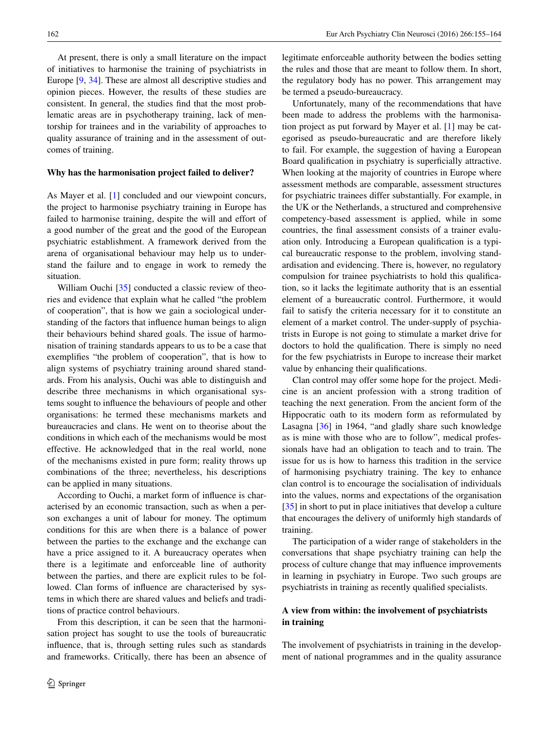At present, there is only a small literature on the impact of initiatives to harmonise the training of psychiatrists in Europe [9, 34]. These are almost all descriptive studies and opinion pieces. However, the results of these studies are consistent. In general, the studies find that the most problematic areas are in psychotherapy training, lack of mentorship for trainees and in the variability of approaches to quality assurance of training and in the assessment of outcomes of training.

### Why has the harmonisation project failed to deliver?

As Mayer et al. [1] concluded and our viewpoint concurs, the project to harmonise psychiatry training in Europe has failed to harmonise training, despite the will and effort of a good number of the great and the good of the European psychiatric establishment. A framework derived from the arena of organisational behaviour may help us to understand the failure and to engage in work to remedy the situation.

William Ouchi [35] conducted a classic review of theories and evidence that explain what he called "the problem of cooperation", that is how we gain a sociological understanding of the factors that influence human beings to align their behaviours behind shared goals. The issue of harmonisation of training standards appears to us to be a case that exemplifies "the problem of cooperation", that is how to align systems of psychiatry training around shared standards. From his analysis, Ouchi was able to distinguish and describe three mechanisms in which organisational systems sought to influence the behaviours of people and other organisations: he termed these mechanisms markets and bureaucracies and clans. He went on to theorise about the conditions in which each of the mechanisms would be most effective. He acknowledged that in the real world, none of the mechanisms existed in pure form; reality throws up combinations of the three; nevertheless, his descriptions can be applied in many situations.

According to Ouchi, a market form of influence is characterised by an economic transaction, such as when a person exchanges a unit of labour for money. The optimum conditions for this are when there is a balance of power between the parties to the exchange and the exchange can have a price assigned to it. A bureaucracy operates when there is a legitimate and enforceable line of authority between the parties, and there are explicit rules to be followed. Clan forms of influence are characterised by systems in which there are shared values and beliefs and traditions of practice control behaviours.

From this description, it can be seen that the harmonisation project has sought to use the tools of bureaucratic influence, that is, through setting rules such as standards and frameworks. Critically, there has been an absence of legitimate enforceable authority between the bodies setting the rules and those that are meant to follow them. In short, the regulatory body has no power. This arrangement may be termed a pseudo-bureaucracy.

Unfortunately, many of the recommendations that have been made to address the problems with the harmonisation project as put forward by Mayer et al. [1] may be categorised as pseudo-bureaucratic and are therefore likely to fail. For example, the suggestion of having a European Board qualification in psychiatry is superficially attractive. When looking at the majority of countries in Europe where assessment methods are comparable, assessment structures for psychiatric trainees differ substantially. For example, in the UK or the Netherlands, a structured and comprehensive competency-based assessment is applied, while in some countries, the final assessment consists of a trainer evaluation only. Introducing a European qualification is a typical bureaucratic response to the problem, involving standardisation and evidencing. There is, however, no regulatory compulsion for trainee psychiatrists to hold this qualification, so it lacks the legitimate authority that is an essential element of a bureaucratic control. Furthermore, it would fail to satisfy the criteria necessary for it to constitute an element of a market control. The under-supply of psychiatrists in Europe is not going to stimulate a market drive for doctors to hold the qualification. There is simply no need for the few psychiatrists in Europe to increase their market value by enhancing their qualifications.

Clan control may offer some hope for the project. Medicine is an ancient profession with a strong tradition of teaching the next generation. From the ancient form of the Hippocratic oath to its modern form as reformulated by Lasagna [36] in 1964, "and gladly share such knowledge as is mine with those who are to follow", medical professionals have had an obligation to teach and to train. The issue for us is how to harness this tradition in the service of harmonising psychiatry training. The key to enhance clan control is to encourage the socialisation of individuals into the values, norms and expectations of the organisation [35] in short to put in place initiatives that develop a culture that encourages the delivery of uniformly high standards of training.

The participation of a wider range of stakeholders in the conversations that shape psychiatry training can help the process of culture change that may influence improvements in learning in psychiatry in Europe. Two such groups are psychiatrists in training as recently qualified specialists.

### A view from within: the involvement of psychiatrists in training

The involvement of psychiatrists in training in the development of national programmes and in the quality assurance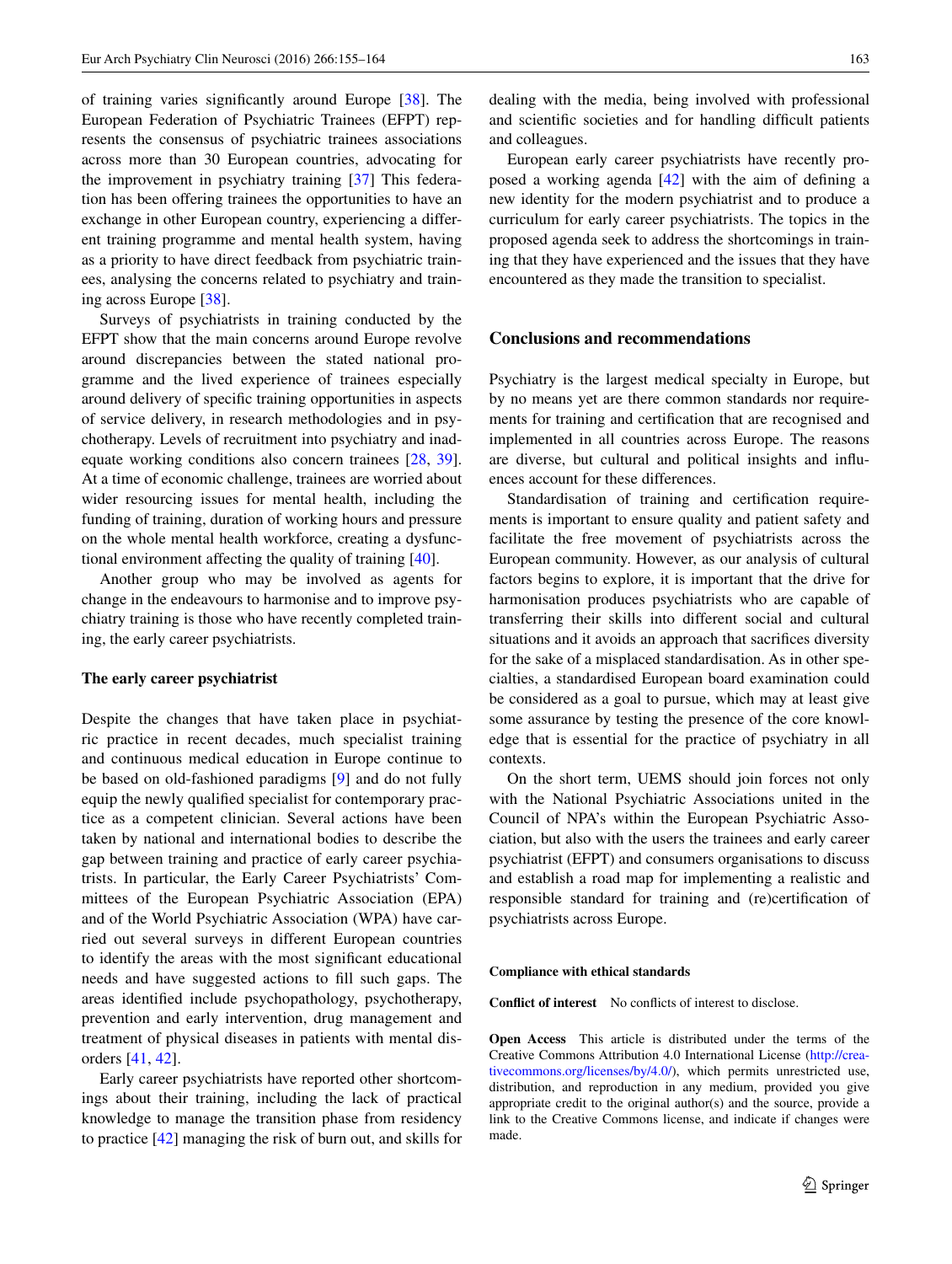of training varies significantly around Europe [38]. The European Federation of Psychiatric Trainees (EFPT) represents the consensus of psychiatric trainees associations across more than 30 European countries, advocating for the improvement in psychiatry training [37] This federation has been offering trainees the opportunities to have an exchange in other European country, experiencing a different training programme and mental health system, having as a priority to have direct feedback from psychiatric trainees, analysing the concerns related to psychiatry and training across Europe [38].

Surveys of psychiatrists in training conducted by the EFPT show that the main concerns around Europe revolve around discrepancies between the stated national programme and the lived experience of trainees especially around delivery of specific training opportunities in aspects of service delivery, in research methodologies and in psychotherapy. Levels of recruitment into psychiatry and inadequate working conditions also concern trainees [28, 39]. At a time of economic challenge, trainees are worried about wider resourcing issues for mental health, including the funding of training, duration of working hours and pressure on the whole mental health workforce, creating a dysfunctional environment affecting the quality of training [40].

Another group who may be involved as agents for change in the endeavours to harmonise and to improve psychiatry training is those who have recently completed training, the early career psychiatrists.

### The early career psychiatrist

Despite the changes that have taken place in psychiatric practice in recent decades, much specialist training and continuous medical education in Europe continue to be based on old-fashioned paradigms [9] and do not fully equip the newly qualified specialist for contemporary practice as a competent clinician. Several actions have been taken by national and international bodies to describe the gap between training and practice of early career psychiatrists. In particular, the Early Career Psychiatrists' Committees of the European Psychiatric Association (EPA) and of the World Psychiatric Association (WPA) have carried out several surveys in different European countries to identify the areas with the most significant educational needs and have suggested actions to fill such gaps. The areas identified include psychopathology, psychotherapy, prevention and early intervention, drug management and treatment of physical diseases in patients with mental disorders [41, 42].

Early career psychiatrists have reported other shortcomings about their training, including the lack of practical knowledge to manage the transition phase from residency to practice [42] managing the risk of burn out, and skills for dealing with the media, being involved with professional and scientific societies and for handling difficult patients and colleagues.

European early career psychiatrists have recently proposed a working agenda [42] with the aim of defining a new identity for the modern psychiatrist and to produce a curriculum for early career psychiatrists. The topics in the proposed agenda seek to address the shortcomings in training that they have experienced and the issues that they have encountered as they made the transition to specialist.

## Conclusions and recommendations

Psychiatry is the largest medical specialty in Europe, but by no means yet are there common standards nor requirements for training and certification that are recognised and implemented in all countries across Europe. The reasons are diverse, but cultural and political insights and influences account for these differences.

Standardisation of training and certification requirements is important to ensure quality and patient safety and facilitate the free movement of psychiatrists across the European community. However, as our analysis of cultural factors begins to explore, it is important that the drive for harmonisation produces psychiatrists who are capable of transferring their skills into different social and cultural situations and it avoids an approach that sacrifices diversity for the sake of a misplaced standardisation. As in other specialties, a standardised European board examination could be considered as a goal to pursue, which may at least give some assurance by testing the presence of the core knowledge that is essential for the practice of psychiatry in all contexts.

On the short term, UEMS should join forces not only with the National Psychiatric Associations united in the Council of NPA's within the European Psychiatric Association, but also with the users the trainees and early career psychiatrist (EFPT) and consumers organisations to discuss and establish a road map for implementing a realistic and responsible standard for training and (re)certification of psychiatrists across Europe.

**Compliance with ethical standards**

**Conflict of interest** No conflicts of interest to disclose.

**Open Access** This article is distributed under the terms of the Creative Commons Attribution 4.0 International License (http://creativecommons.org/licenses/by/4.0/), which permits unrestricted use, distribution, and reproduction in any medium, provided you give appropriate credit to the original author(s) and the source, provide a link to the Creative Commons license, and indicate if changes were made.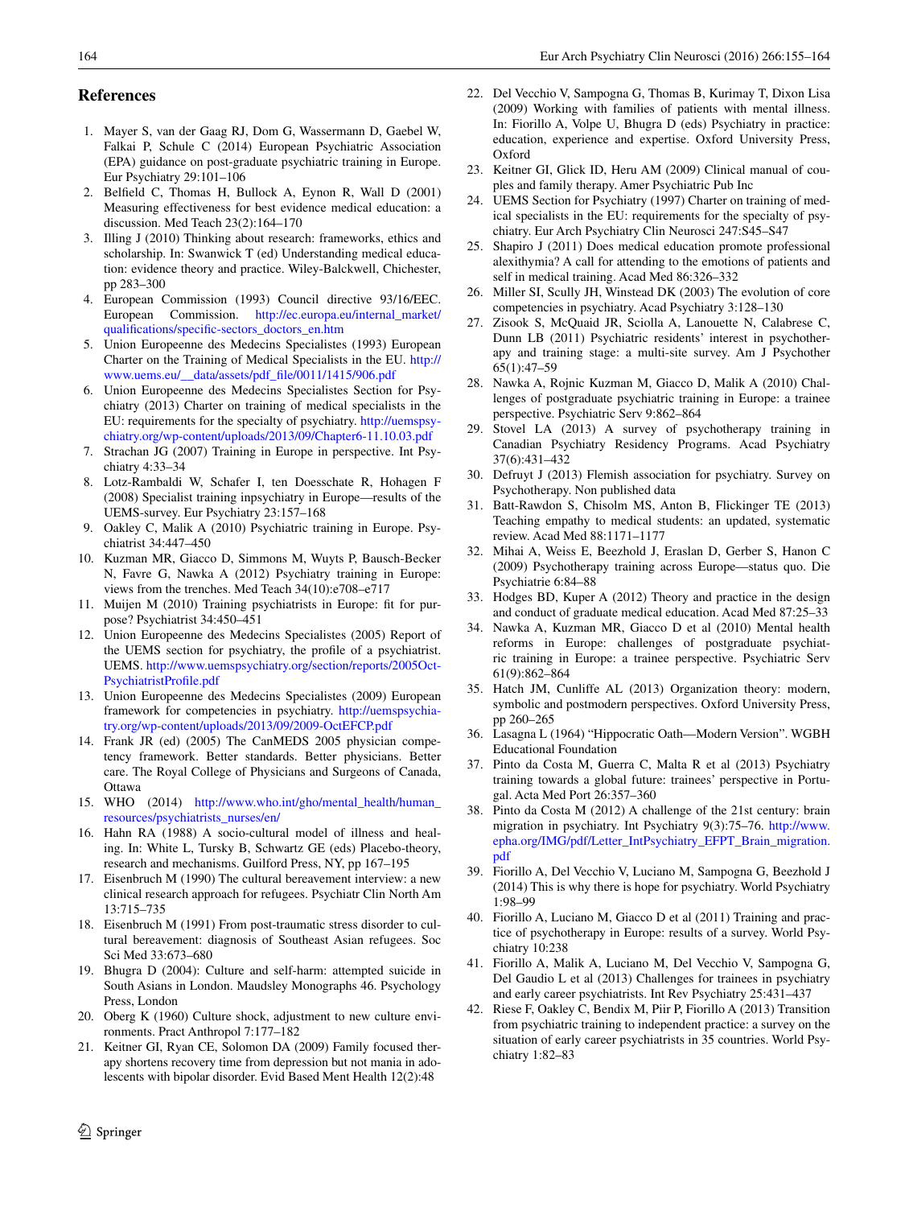## References

1. Mayer S, van der Gaag RJ, Dom G, Wassermann D, Gaebel W, Falkai P, Schule C (2014) European Psychiatric Association (EPA) guidance on post-graduate psychiatric training in Europe. Eur Psychiatry 29:101–106
2. Belfield C, Thomas H, Bullock A, Eynon R, Wall D (2001) Measuring effectiveness for best evidence medical education: a discussion. Med Teach 23(2):164–170
3. Illing J (2010) Thinking about research: frameworks, ethics and scholarship. In: Swanwick T (ed) Understanding medical education: evidence theory and practice. Wiley-Balckwell, Chichester, pp 283–300
4. European Commission (1993) Council directive 93/16/EEC. European Commission. http://ec.europa.eu/internal_market/qualifications/specific-sectors_doctors_en.htm
5. Union Europeenne des Medecins Specialistes (1993) European Charter on the Training of Medical Specialists in the EU. http://www.uems.eu/__data/assets/pdf_file/0011/1415/906.pdf
6. Union Europeenne des Medecins Specialistes Section for Psychiatry (2013) Charter on training of medical specialists in the EU: requirements for the specialty of psychiatry. http://uemspsychiatry.org/wp-content/uploads/2013/09/Chapter6-11.10.03.pdf
7. Strachan JG (2007) Training in Europe in perspective. Int Psychiatry 4:33–34
8. Lotz-Rambaldi W, Schafer I, ten Doesschate R, Hohagen F (2008) Specialist training inpsychiatry in Europe—results of the UEMS-survey. Eur Psychiatry 23:157–168
9. Oakley C, Malik A (2010) Psychiatric training in Europe. Psychiatrist 34:447–450
10. Kuzman MR, Giacco D, Simmons M, Wuyts P, Bausch-Becker N, Favre G, Nawka A (2012) Psychiatry training in Europe: views from the trenches. Med Teach 34(10):e708–e717
11. Muijen M (2010) Training psychiatrists in Europe: fit for purpose? Psychiatrist 34:450–451
12. Union Europeenne des Medecins Specialistes (2005) Report of the UEMS section for psychiatry, the profile of a psychiatrist. UEMS. http://www.uemspsychiatry.org/section/reports/2005Oct-PsychiatristProfile.pdf
13. Union Europeenne des Medecins Specialistes (2009) European framework for competencies in psychiatry. http://uemspsychiatry.org/wp-content/uploads/2013/09/2009-OctEFCP.pdf
14. Frank JR (ed) (2005) The CanMEDS 2005 physician competency framework. Better standards. Better physicians. Better care. The Royal College of Physicians and Surgeons of Canada, Ottawa
15. WHO (2014) http://www.who.int/gho/mental_health/human_resources/psychiatrists_nurses/en/
16. Hahn RA (1988) A socio-cultural model of illness and healing. In: White L, Tursky B, Schwartz GE (eds) Placebo-theory, research and mechanisms. Guilford Press, NY, pp 167–195
17. Eisenbruch M (1990) The cultural bereavement interview: a new clinical research approach for refugees. Psychiatr Clin North Am 13:715–735
18. Eisenbruch M (1991) From post-traumatic stress disorder to cultural bereavement: diagnosis of Southeast Asian refugees. Soc Sci Med 33:673–680
19. Bhugra D (2004): Culture and self-harm: attempted suicide in South Asians in London. Maudsley Monographs 46. Psychology Press, London
20. Oberg K (1960) Culture shock, adjustment to new culture environments. Pract Anthropol 7:177–182
21. Keitner GI, Ryan CE, Solomon DA (2009) Family focused therapy shortens recovery time from depression but not mania in adolescents with bipolar disorder. Evid Based Ment Health 12(2):48
22. Del Vecchio V, Sampogna G, Thomas B, Kurimay T, Dixon Lisa (2009) Working with families of patients with mental illness. In: Fiorillo A, Volpe U, Bhugra D (eds) Psychiatry in practice: education, experience and expertise. Oxford University Press, Oxford
23. Keitner GI, Glick ID, Heru AM (2009) Clinical manual of couples and family therapy. Amer Psychiatric Pub Inc
24. UEMS Section for Psychiatry (1997) Charter on training of medical specialists in the EU: requirements for the specialty of psychiatry. Eur Arch Psychiatry Clin Neurosci 247:S45–S47
25. Shapiro J (2011) Does medical education promote professional alexithymia? A call for attending to the emotions of patients and self in medical training. Acad Med 86:326–332
26. Miller SI, Scully JH, Winstead DK (2003) The evolution of core competencies in psychiatry. Acad Psychiatry 3:128–130
27. Zisook S, McQuaid JR, Sciolla A, Lanouette N, Calabrese C, Dunn LB (2011) Psychiatric residents' interest in psychotherapy and training stage: a multi-site survey. Am J Psychother 65(1):47–59
28. Nawka A, Rojnic Kuzman M, Giacco D, Malik A (2010) Challenges of postgraduate psychiatric training in Europe: a trainee perspective. Psychiatric Serv 9:862–864
29. Stovel LA (2013) A survey of psychotherapy training in Canadian Psychiatry Residency Programs. Acad Psychiatry 37(6):431–432
30. Defruyt J (2013) Flemish association for psychiatry. Survey on Psychotherapy. Non published data
31. Batt-Rawdon S, Chisolm MS, Anton B, Flickinger TE (2013) Teaching empathy to medical students: an updated, systematic review. Acad Med 88:1171–1177
32. Mihai A, Weiss E, Beezhold J, Eraslan D, Gerber S, Hanon C (2009) Psychotherapy training across Europe—status quo. Die Psychiatrie 6:84–88
33. Hodges BD, Kuper A (2012) Theory and practice in the design and conduct of graduate medical education. Acad Med 87:25–33
34. Nawka A, Kuzman MR, Giacco D et al (2010) Mental health reforms in Europe: challenges of postgraduate psychiatric training in Europe: a trainee perspective. Psychiatric Serv 61(9):862–864
35. Hatch JM, Cunliffe AL (2013) Organization theory: modern, symbolic and postmodern perspectives. Oxford University Press, pp 260–265
36. Lasagna L (1964) "Hippocratic Oath—Modern Version". WGBH Educational Foundation
37. Pinto da Costa M, Guerra C, Malta R et al (2013) Psychiatry training towards a global future: trainees' perspective in Portugal. Acta Med Port 26:357–360
38. Pinto da Costa M (2012) A challenge of the 21st century: brain migration in psychiatry. Int Psychiatry 9(3):75–76. http://www.epha.org/IMG/pdf/Letter_IntPsychiatry_EFPT_Brain_migration.pdf
39. Fiorillo A, Del Vecchio V, Luciano M, Sampogna G, Beezhold J (2014) This is why there is hope for psychiatry. World Psychiatry 1:98–99
40. Fiorillo A, Luciano M, Giacco D et al (2011) Training and practice of psychotherapy in Europe: results of a survey. World Psychiatry 10:238
41. Fiorillo A, Malik A, Luciano M, Del Vecchio V, Sampogna G, Del Gaudio L et al (2013) Challenges for trainees in psychiatry and early career psychiatrists. Int Rev Psychiatry 25:431–437
42. Riese F, Oakley C, Bendix M, Piir P, Fiorillo A (2013) Transition from psychiatric training to independent practice: a survey on the situation of early career psychiatrists in 35 countries. World Psychiatry 1:82–83